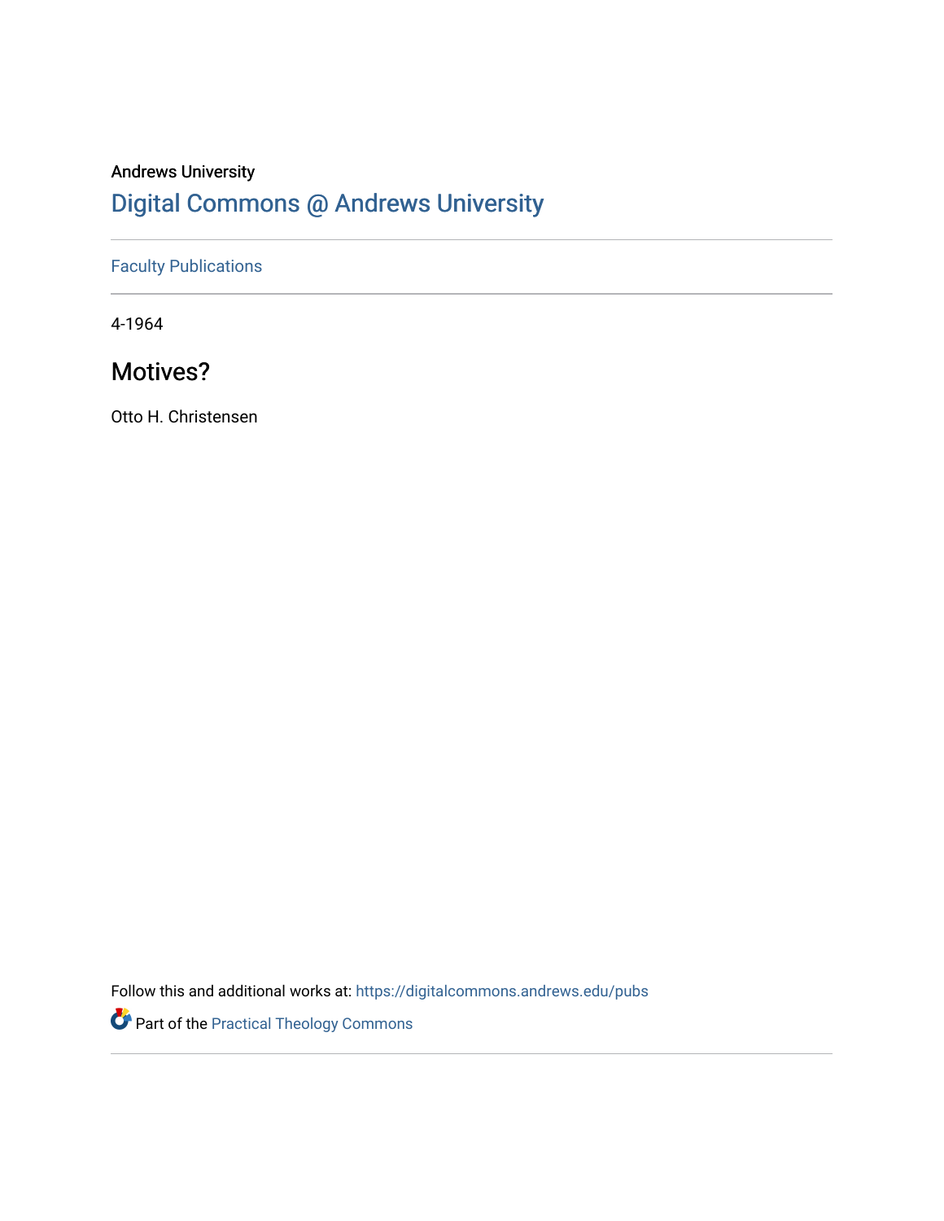Andrews University

## Digital Commons @ Andrews University

Faculty Publications

4-1964

# Motives?

Otto H. Christensen

Follow this and additional works at: https://digitalcommons.andrews.edu/pubs

Part of the Practical Theology Commons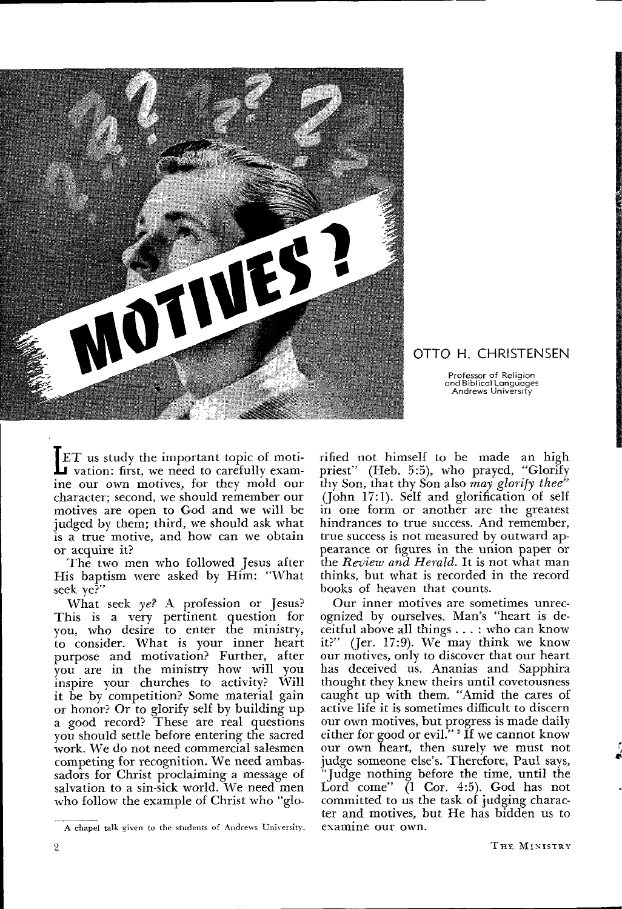# MOTIVES?

**OTTO H. CHRISTENSEN**

Professor of Religion and Biblical Languages
Andrews University

LET us study the important topic of motivation: first, we need to carefully examine our own motives, for they mold our character; second, we should remember our motives are open to God and we will be judged by them; third, we should ask what is a true motive, and how can we obtain or acquire it?

The two men who followed Jesus after His baptism were asked by Him: "What seek ye?"

What seek *ye?* A profession or Jesus? This is a very pertinent question for you, who desire to enter the ministry, to consider. What is your inner heart purpose and motivation? Further, after you are in the ministry how will you inspire your churches to activity? Will it be by competition? Some material gain or honor? Or to glorify self by building up a good record? These are real questions you should settle before entering the sacred work. We do not need commercial salesmen competing for recognition. We need ambassadors for Christ proclaiming a message of salvation to a sin-sick world. We need men who follow the example of Christ who "glorified not himself to be made an high priest" (Heb. 5:5), who prayed, "Glorify thy Son, that thy Son also *may glorify thee*" (John 17:1). Self and glorification of self in one form or another are the greatest hindrances to true success. And remember, true success is not measured by outward appearance or figures in the union paper or the *Review and Herald*. It is not what man thinks, but what is recorded in the record books of heaven that counts.

Our inner motives are sometimes unrecognized by ourselves. Man's "heart is deceitful above all things . . . : who can know it?" (Jer. 17:9). We may think we know our motives, only to discover that our heart has deceived us. Ananias and Sapphira thought they knew theirs until covetousness caught up with them. "Amid the cares of active life it is sometimes difficult to discern our own motives, but progress is made daily either for good or evil."[1] If we cannot know our own heart, then surely we must not judge someone else's. Therefore, Paul says, "Judge nothing before the time, until the Lord come" (1 Cor. 4:5). God has not committed to us the task of judging character and motives, but He has bidden us to examine our own.

A chapel talk given to the students of Andrews University.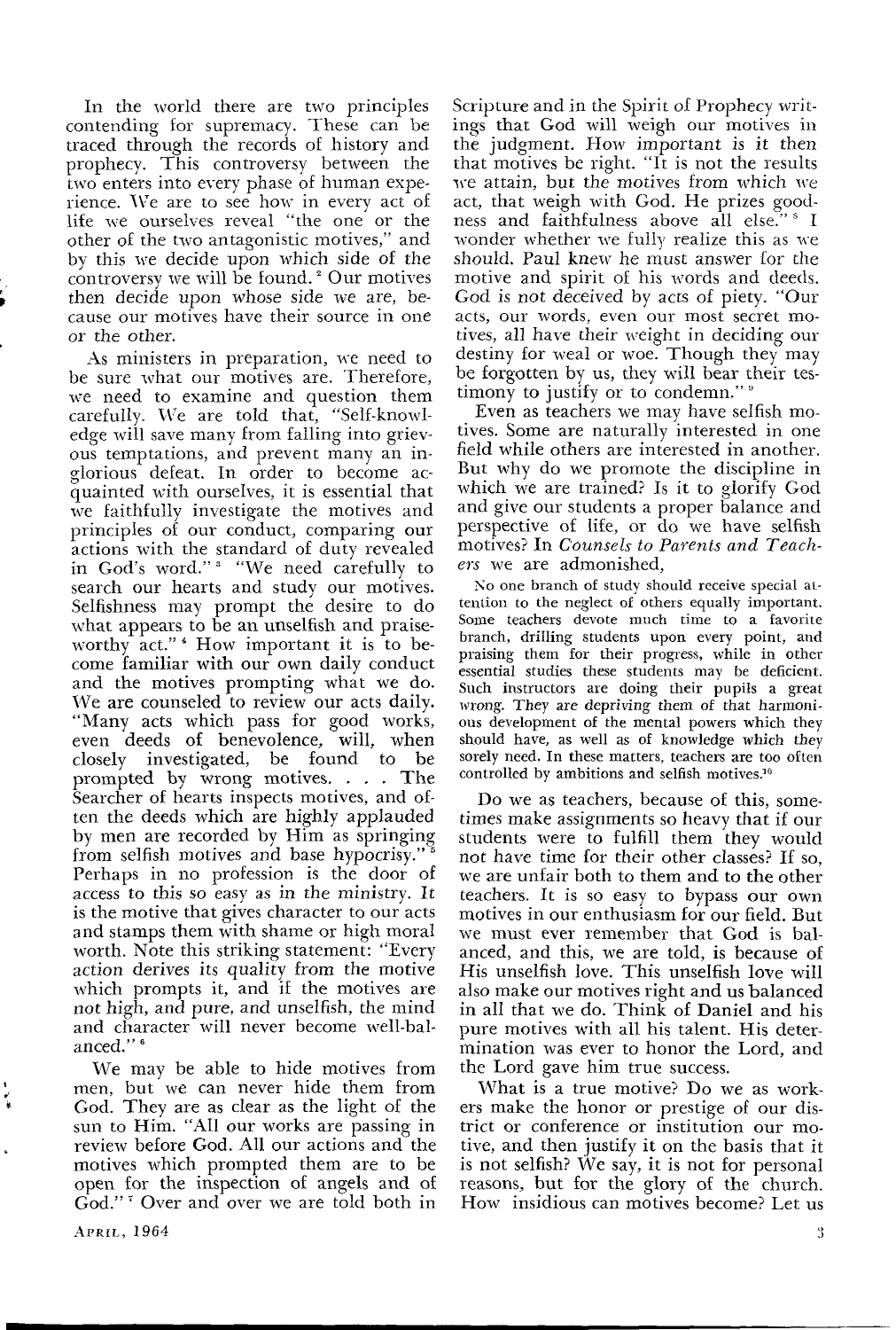In the world there are two principles contending for supremacy. These can be traced through the records of history and prophecy. This controversy between the two enters into every phase of human experience. We are to see how in every act of life we ourselves reveal "the one or the other of the two antagonistic motives," and by this we decide upon which side of the controversy we will be found.[2] Our motives then decide upon whose side we are, because our motives have their source in one or the other.

As ministers in preparation, we need to be sure what our motives are. Therefore, we need to examine and question them carefully. We are told that, "Self-knowledge will save many from falling into grievous temptations, and prevent many an inglorious defeat. In order to become acquainted with ourselves, it is essential that we faithfully investigate the motives and principles of our conduct, comparing our actions with the standard of duty revealed in God's word."[3] "We need carefully to search our hearts and study our motives. Selfishness may prompt the desire to do what appears to be an unselfish and praiseworthy act."[4] How important it is to become familiar with our own daily conduct and the motives prompting what we do. We are counseled to review our acts daily. "Many acts which pass for good works, even deeds of benevolence, will, when closely investigated, be found to be prompted by wrong motives. . . . The Searcher of hearts inspects motives, and often the deeds which are highly applauded by men are recorded by Him as springing from selfish motives and base hypocrisy."[5] Perhaps in no profession is the door of access to this so easy as in the ministry. It is the motive that gives character to our acts and stamps them with shame or high moral worth. Note this striking statement: "Every action derives its quality from the motive which prompts it, and if the motives are not high, and pure, and unselfish, the mind and character will never become well-balanced."[6]

We may be able to hide motives from men, but we can never hide them from God. They are as clear as the light of the sun to Him. "All our works are passing in review before God. All our actions and the motives which prompted them are to be open for the inspection of angels and of God."[7] Over and over we are told both in Scripture and in the Spirit of Prophecy writings that God will weigh our motives in the judgment. How important is it then that motives be right. "It is not the results we attain, but the motives from which we act, that weigh with God. He prizes goodness and faithfulness above all else."[8] I wonder whether we fully realize this as we should. Paul knew he must answer for the motive and spirit of his words and deeds. God is not deceived by acts of piety. "Our acts, our words, even our most secret motives, all have their weight in deciding our destiny for weal or woe. Though they may be forgotten by us, they will bear their testimony to justify or to condemn."[9]

Even as teachers we may have selfish motives. Some are naturally interested in one field while others are interested in another. But why do we promote the discipline in which we are trained? Is it to glorify God and give our students a proper balance and perspective of life, or do we have selfish motives? In *Counsels to Parents and Teachers* we are admonished,

> No one branch of study should receive special attention to the neglect of others equally important. Some teachers devote much time to a favorite branch, drilling students upon every point, and praising them for their progress, while in other essential studies these students may be deficient. Such instructors are doing their pupils a great wrong. They are depriving them of that harmonious development of the mental powers which they should have, as well as of knowledge which they sorely need. In these matters, teachers are too often controlled by ambitions and selfish motives.[10]

Do we as teachers, because of this, sometimes make assignments so heavy that if our students were to fulfill them they would not have time for their other classes? If so, we are unfair both to them and to the other teachers. It is so easy to bypass our own motives in our enthusiasm for our field. But we must ever remember that God is balanced, and this, we are told, is because of His unselfish love. This unselfish love will also make our motives right and us balanced in all that we do. Think of Daniel and his pure motives with all his talent. His determination was ever to honor the Lord, and the Lord gave him true success.

What is a true motive? Do we as workers make the honor or prestige of our district or conference or institution our motive, and then justify it on the basis that it is not selfish? We say, it is not for personal reasons, but for the glory of the church. How insidious can motives become? Let us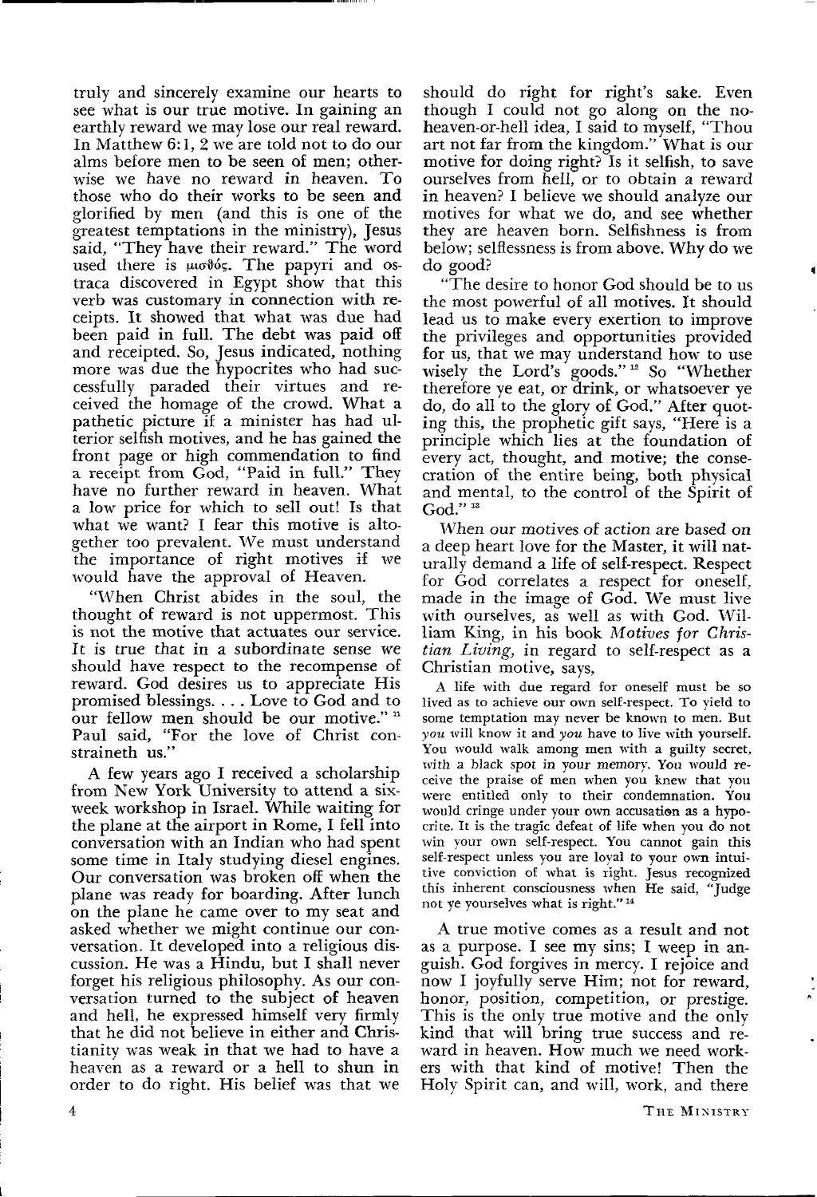truly and sincerely examine our hearts to see what is our true motive. In gaining an earthly reward we may lose our real reward. In Matthew 6:1, 2 we are told not to do our alms before men to be seen of men; otherwise we have no reward in heaven. To those who do their works to be seen and glorified by men (and this is one of the greatest temptations in the ministry), Jesus said, "They have their reward." The word used there is μισθός. The papyri and ostraca discovered in Egypt show that this verb was customary in connection with receipts. It showed that what was due had been paid in full. The debt was paid off and receipted. So, Jesus indicated, nothing more was due the hypocrites who had successfully paraded their virtues and received the homage of the crowd. What a pathetic picture if a minister has had ulterior selfish motives, and he has gained the front page or high commendation to find a receipt from God, "Paid in full." They have no further reward in heaven. What a low price for which to sell out! Is that what we want? I fear this motive is altogether too prevalent. We must understand the importance of right motives if we would have the approval of Heaven.

"When Christ abides in the soul, the thought of reward is not uppermost. This is not the motive that actuates our service. It is true that in a subordinate sense we should have respect to the recompense of reward. God desires us to appreciate His promised blessings. . . . Love to God and to our fellow men should be our motive."[11] Paul said, "For the love of Christ constraineth us."

A few years ago I received a scholarship from New York University to attend a six-week workshop in Israel. While waiting for the plane at the airport in Rome, I fell into conversation with an Indian who had spent some time in Italy studying diesel engines. Our conversation was broken off when the plane was ready for boarding. After lunch on the plane he came over to my seat and asked whether we might continue our conversation. It developed into a religious discussion. He was a Hindu, but I shall never forget his religious philosophy. As our conversation turned to the subject of heaven and hell, he expressed himself very firmly that he did not believe in either and Christianity was weak in that we had to have a heaven as a reward or a hell to shun in order to do right. His belief was that we should do right for right's sake. Even though I could not go along on the no-heaven-or-hell idea, I said to myself, "Thou art not far from the kingdom." What is our motive for doing right? Is it selfish, to save ourselves from hell, or to obtain a reward in heaven? I believe we should analyze our motives for what we do, and see whether they are heaven born. Selfishness is from below; selflessness is from above. Why do we do good?

"The desire to honor God should be to us the most powerful of all motives. It should lead us to make every exertion to improve the privileges and opportunities provided for us, that we may understand how to use wisely the Lord's goods."[12] So "Whether therefore ye eat, or drink, or whatsoever ye do, do all to the glory of God." After quoting this, the prophetic gift says, "Here is a principle which lies at the foundation of every act, thought, and motive; the consecration of the entire being, both physical and mental, to the control of the Spirit of God."[13]

When our motives of action are based on a deep heart love for the Master, it will naturally demand a life of self-respect. Respect for God correlates a respect for oneself, made in the image of God. We must live with ourselves, as well as with God. William King, in his book *Motives for Christian Living*, in regard to self-respect as a Christian motive, says,

> A life with due regard for oneself must be so lived as to achieve our own self-respect. To yield to some temptation may never be known to men. But *you* will know it and *you* have to live with yourself. You would walk among men with a guilty secret, with a black spot in your memory. You would receive the praise of men when you knew that you were entitled only to their condemnation. You would cringe under your own accusation as a hypocrite. It is the tragic defeat of life when you do not win your own self-respect. You cannot gain this self-respect unless you are loyal to your own intuitive conviction of what is right. Jesus recognized this inherent consciousness when He said, "Judge not ye yourselves what is right."[14]

A true motive comes as a result and not as a purpose. I see my sins; I weep in anguish. God forgives in mercy. I rejoice and now I joyfully serve Him; not for reward, honor, position, competition, or prestige. This is the only true motive and the only kind that will bring true success and reward in heaven. How much we need workers with that kind of motive! Then the Holy Spirit can, and will, work, and there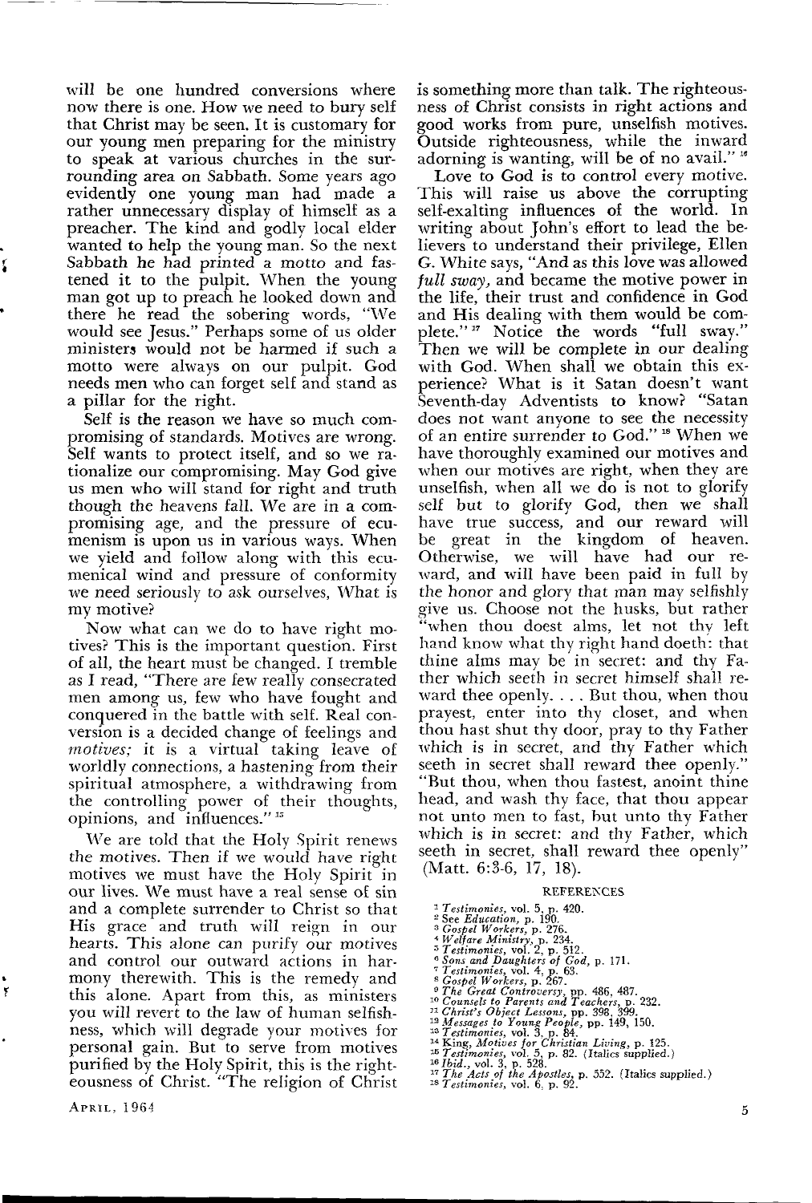will be one hundred conversions where now there is one. How we need to bury self that Christ may be seen. It is customary for our young men preparing for the ministry to speak at various churches in the surrounding area on Sabbath. Some years ago evidently one young man had made a rather unnecessary display of himself as a preacher. The kind and godly local elder wanted to help the young man. So the next Sabbath he had printed a motto and fastened it to the pulpit. When the young man got up to preach he looked down and there he read the sobering words, "We would see Jesus." Perhaps some of us older ministers would not be harmed if such a motto were always on our pulpit. God needs men who can forget self and stand as a pillar for the right.

Self is the reason we have so much compromising of standards. Motives are wrong. Self wants to protect itself, and so we rationalize our compromising. May God give us men who will stand for right and truth though the heavens fall. We are in a compromising age, and the pressure of ecumenism is upon us in various ways. When we yield and follow along with this ecumenical wind and pressure of conformity we need seriously to ask ourselves, What is my motive?

Now what can we do to have right motives? This is the important question. First of all, the heart must be changed. I tremble as I read, "There are few really consecrated men among us, few who have fought and conquered in the battle with self. Real conversion is a decided change of feelings and *motives;* it is a virtual taking leave of worldly connections, a hastening from their spiritual atmosphere, a withdrawing from the controlling power of their thoughts, opinions, and influences." [15]

We are told that the Holy Spirit renews the motives. Then if we would have right motives we must have the Holy Spirit in our lives. We must have a real sense of sin and a complete surrender to Christ so that His grace and truth will reign in our hearts. This alone can purify our motives and control our outward actions in harmony therewith. This is the remedy and this alone. Apart from this, as ministers you will revert to the law of human selfishness, which will degrade your motives for personal gain. But to serve from motives purified by the Holy Spirit, this is the righteousness of Christ. "The religion of Christ is something more than talk. The righteousness of Christ consists in right actions and good works from pure, unselfish motives. Outside righteousness, while the inward adorning is wanting, will be of no avail." [16]

Love to God is to control every motive. This will raise us above the corrupting self-exalting influences of the world. In writing about John's effort to lead the believers to understand their privilege, Ellen G. White says, "And as this love was allowed *full sway,* and became the motive power in the life, their trust and confidence in God and His dealing with them would be complete." [17] Notice the words "full sway." Then we will be complete in our dealing with God. When shall we obtain this experience? What is it Satan doesn't want Seventh-day Adventists to know? "Satan does not want anyone to see the necessity of an entire surrender to God." [18] When we have thoroughly examined our motives and when our motives are right, when they are unselfish, when all we do is not to glorify self but to glorify God, then we shall have true success, and our reward will be great in the kingdom of heaven. Otherwise, we will have had our reward, and will have been paid in full by the honor and glory that man may selfishly give us. Choose not the husks, but rather "when thou doest alms, let not thy left hand know what thy right hand doeth: that thine alms may be in secret: and thy Father which seeth in secret himself shall reward thee openly. . . . But thou, when thou prayest, enter into thy closet, and when thou hast shut thy door, pray to thy Father which is in secret, and thy Father which seeth in secret shall reward thee openly." "But thou, when thou fastest, anoint thine head, and wash thy face, that thou appear not unto men to fast, but unto thy Father which is in secret: and thy Father, which seeth in secret, shall reward thee openly" (Matt. 6:3-6, 17, 18).

REFERENCES

1 *Testimonies,* vol. 5, p. 420.
2 See *Education,* p. 190.
3 *Gospel Workers,* p. 276.
4 *Welfare Ministry,* p. 234.
5 *Testimonies,* vol. 2, p. 512.
6 *Sons and Daughters of God,* p. 171.
7 *Testimonies,* vol. 4, p. 63.
8 *Gospel Workers,* p. 267.
9 *The Great Controversy,* pp. 486, 487.
10 *Counsels to Parents and Teachers,* p. 232.
11 *Christ's Object Lessons,* pp. 398, 399.
12 *Messages to Young People,* pp. 149, 150.
13 *Testimonies,* vol. 3, p. 84.
14 King, *Motives for Christian Living,* p. 125.
15 *Testimonies,* vol. 5, p. 82. (Italics supplied.)
16 *Ibid.,* vol. 3, p. 528.
17 *The Acts of the Apostles,* p. 552. (Italics supplied.)
18 *Testimonies,* vol. 6, p. 92.